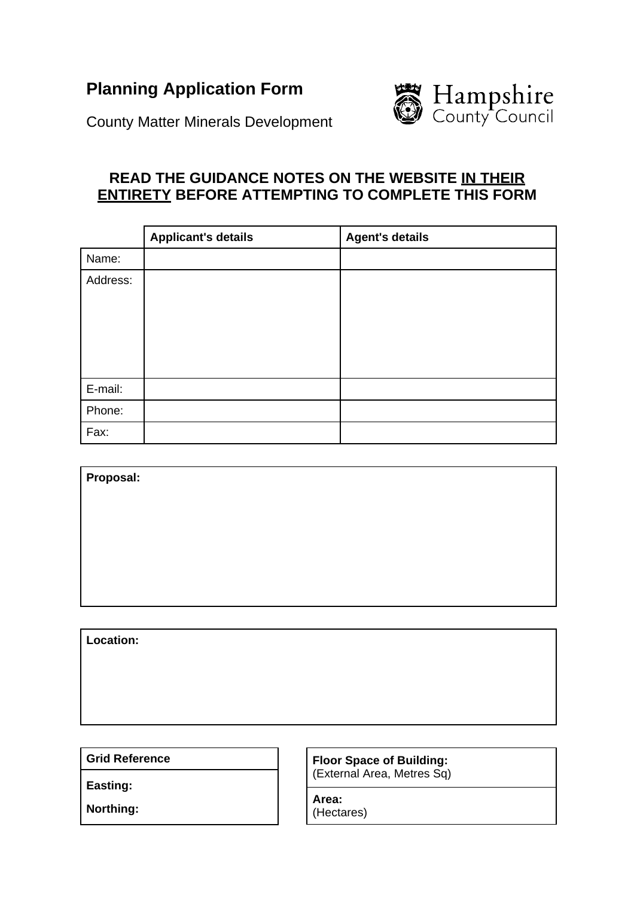# Planning Application Form

County Matter Minerals Development

Hampshire County Council

**READ THE GUIDANCE NOTES ON THE WEBSITE <u>IN THEIR ENTIRETY</u> BEFORE ATTEMPTING TO COMPLETE THIS FORM**

| | **Applicant's details** | **Agent's details** |
|---|---|---|
| Name: | | |
| Address: | | |
| E-mail: | | |
| Phone: | | |
| Fax: | | |

| **Proposal:** |
|---|
| |

| **Location:** |
|---|
| |

| **Grid Reference** |
|---|
| **Easting:** |
| **Northing:** |

| **Floor Space of Building:** (External Area, Metres Sq) |
|---|
| **Area:** (Hectares) |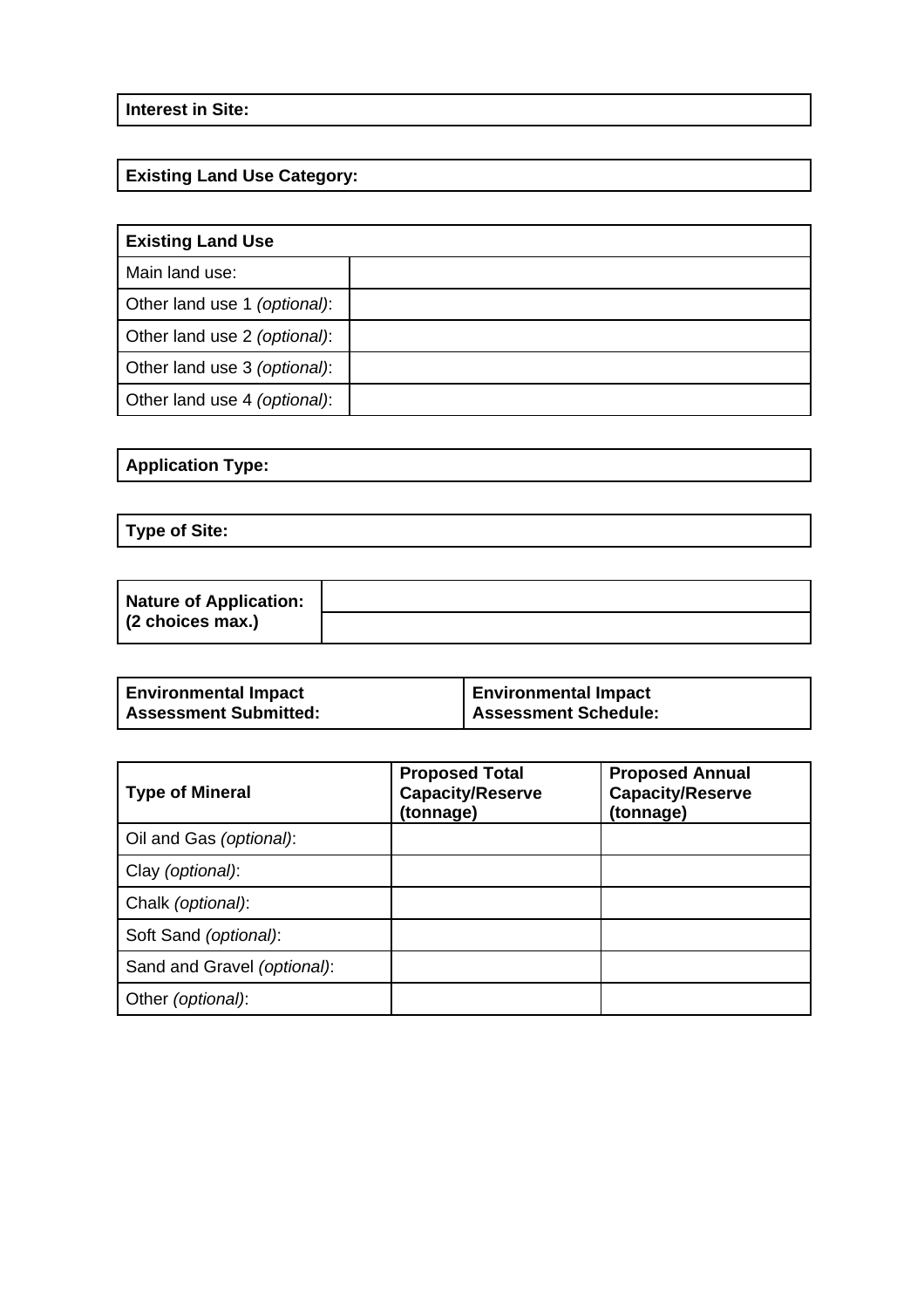| **Interest in Site:** |
| --- |

| **Existing Land Use Category:** |
| --- |

| **Existing Land Use** | |
| --- | --- |
| Main land use: | |
| Other land use 1 *(optional)*: | |
| Other land use 2 *(optional)*: | |
| Other land use 3 *(optional)*: | |
| Other land use 4 *(optional)*: | |

| **Application Type:** |
| --- |

| **Type of Site:** |
| --- |

| **Nature of Application: (2 choices max.)** | |
| --- | --- |
| | |

| **Environmental Impact Assessment Submitted:** | **Environmental Impact Assessment Schedule:** |
| --- | --- |

| **Type of Mineral** | **Proposed Total Capacity/Reserve (tonnage)** | **Proposed Annual Capacity/Reserve (tonnage)** |
| --- | --- | --- |
| Oil and Gas *(optional)*: | | |
| Clay *(optional)*: | | |
| Chalk *(optional)*: | | |
| Soft Sand *(optional)*: | | |
| Sand and Gravel *(optional)*: | | |
| Other *(optional)*: | | |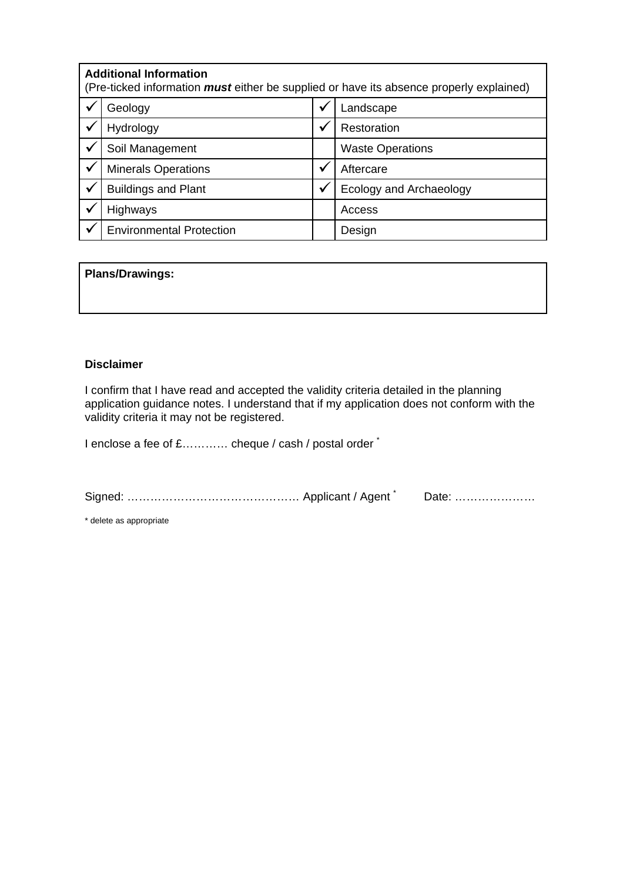| **Additional Information**<br>(Pre-ticked information ***must*** either be supplied or have its absence properly explained) | | | |
|---|---|---|---|
| ✓ | Geology | ✓ | Landscape |
| ✓ | Hydrology | ✓ | Restoration |
| ✓ | Soil Management | | Waste Operations |
| ✓ | Minerals Operations | ✓ | Aftercare |
| ✓ | Buildings and Plant | ✓ | Ecology and Archaeology |
| ✓ | Highways | | Access |
| ✓ | Environmental Protection | | Design |

| **Plans/Drawings:** |
|---|
| |

**Disclaimer**

I confirm that I have read and accepted the validity criteria detailed in the planning application guidance notes. I understand that if my application does not conform with the validity criteria it may not be registered.

I enclose a fee of £………… cheque / cash / postal order *

Signed: ………………………………………. Applicant / Agent * Date: …………………

* delete as appropriate